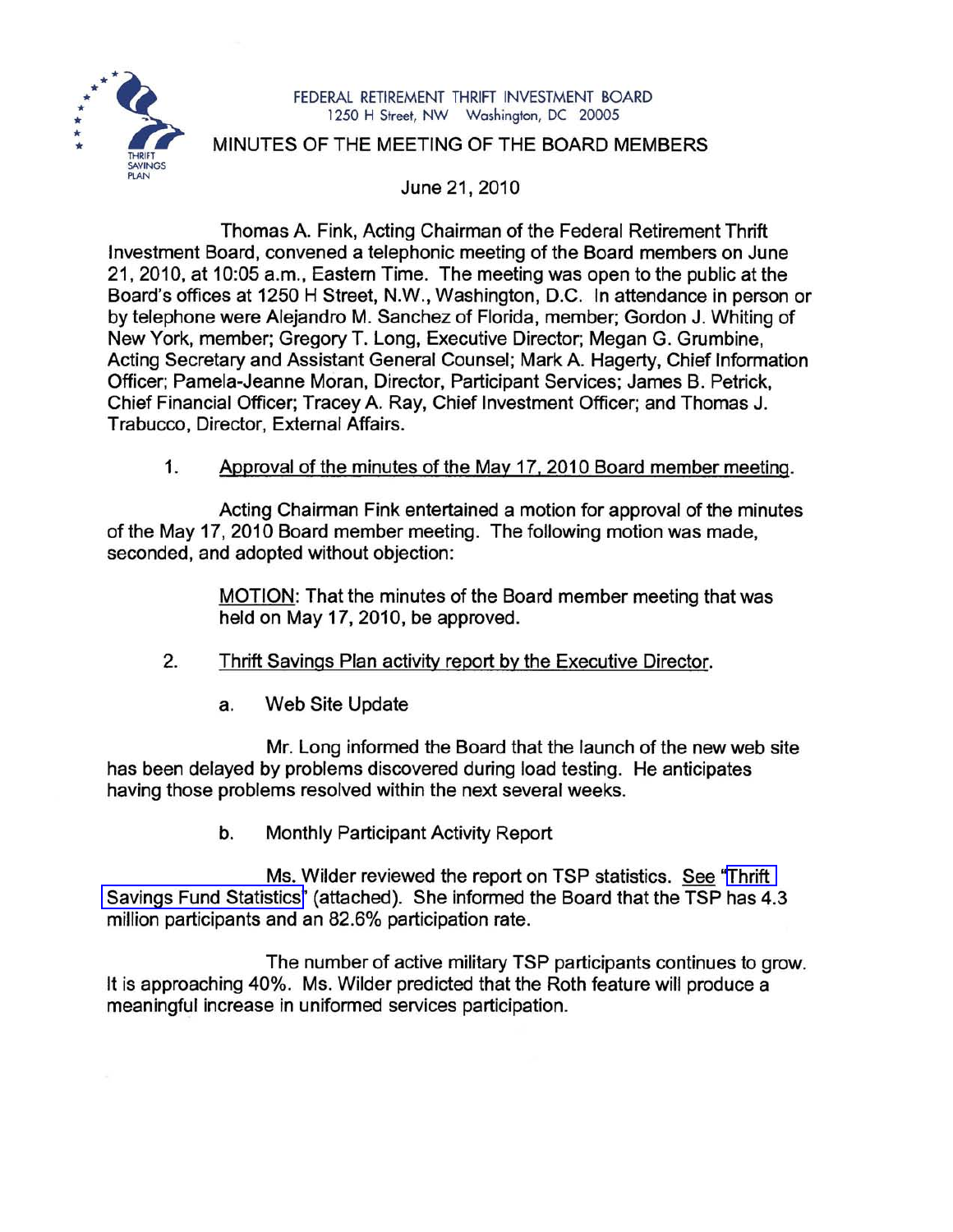FEDERAL RETIREMENT THRIFT INVESTMENT BOARD
1250 H Street, NW Washington, DC 20005

# MINUTES OF THE MEETING OF THE BOARD MEMBERS

June 21, 2010

Thomas A. Fink, Acting Chairman of the Federal Retirement Thrift Investment Board, convened a telephonic meeting of the Board members on June 21, 2010, at 10:05 a.m., Eastern Time. The meeting was open to the public at the Board's offices at 1250 H Street, N.W., Washington, D.C. In attendance in person or by telephone were Alejandro M. Sanchez of Florida, member; Gordon J. Whiting of New York, member; Gregory T. Long, Executive Director; Megan G. Grumbine, Acting Secretary and Assistant General Counsel; Mark A. Hagerty, Chief Information Officer; Pamela-Jeanne Moran, Director, Participant Services; James B. Petrick, Chief Financial Officer; Tracey A. Ray, Chief Investment Officer; and Thomas J. Trabucco, Director, External Affairs.

1. Approval of the minutes of the May 17, 2010 Board member meeting.

Acting Chairman Fink entertained a motion for approval of the minutes of the May 17, 2010 Board member meeting. The following motion was made, seconded, and adopted without objection:

> MOTION: That the minutes of the Board member meeting that was held on May 17, 2010, be approved.

2. Thrift Savings Plan activity report by the Executive Director.

   a. Web Site Update

Mr. Long informed the Board that the launch of the new web site has been delayed by problems discovered during load testing. He anticipates having those problems resolved within the next several weeks.

   b. Monthly Participant Activity Report

Ms. Wilder reviewed the report on TSP statistics. See "Thrift Savings Fund Statistics" (attached). She informed the Board that the TSP has 4.3 million participants and an 82.6% participation rate.

The number of active military TSP participants continues to grow. It is approaching 40%. Ms. Wilder predicted that the Roth feature will produce a meaningful increase in uniformed services participation.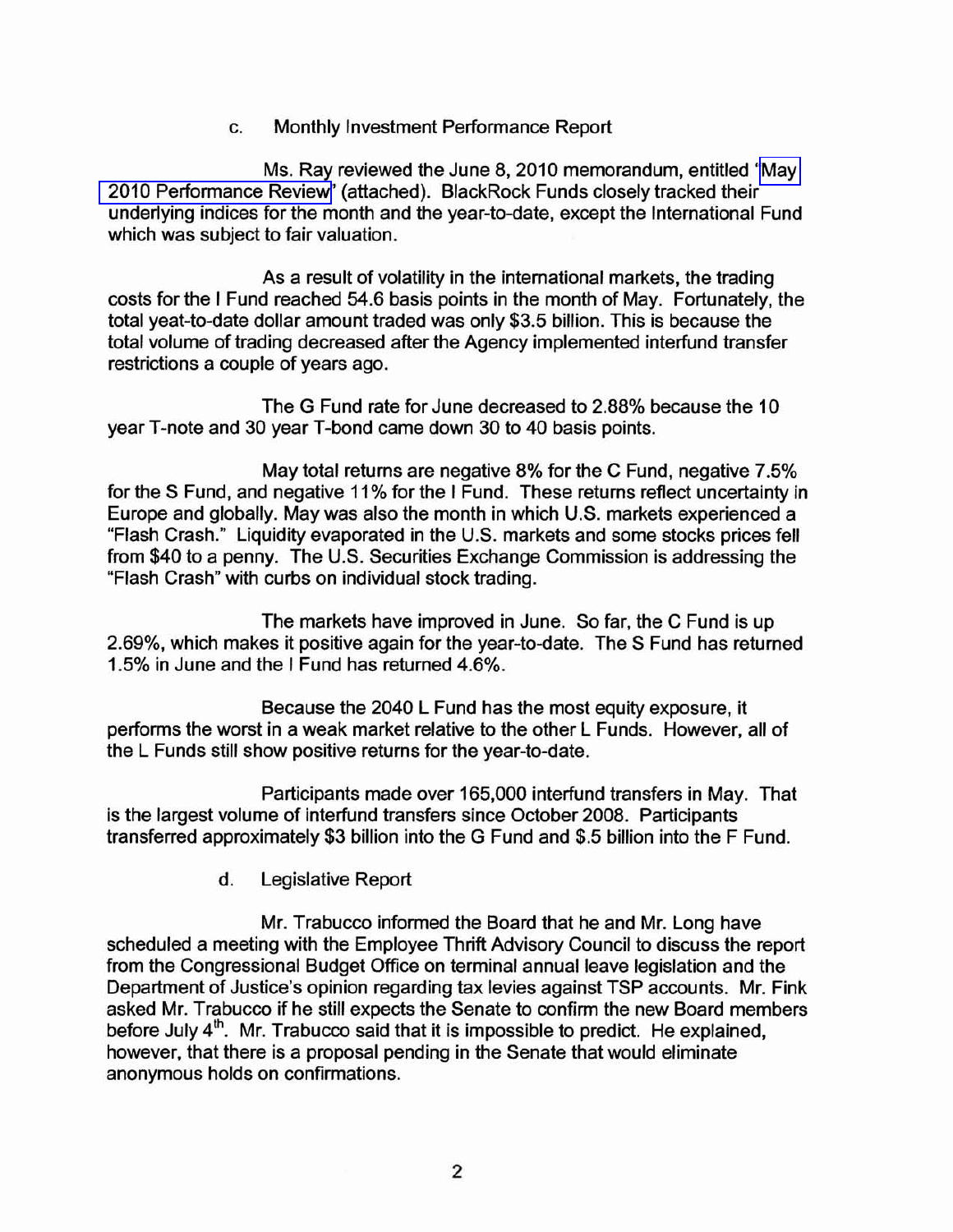c. Monthly Investment Performance Report

Ms. Ray reviewed the June 8, 2010 memorandum, entitled 'May 2010 Performance Review' (attached). BlackRock Funds closely tracked their underlying indices for the month and the year-to-date, except the International Fund which was subject to fair valuation.

As a result of volatility in the international markets, the trading costs for the I Fund reached 54.6 basis points in the month of May. Fortunately, the total yeat-to-date dollar amount traded was only $3.5 billion. This is because the total volume of trading decreased after the Agency implemented interfund transfer restrictions a couple of years ago.

The G Fund rate for June decreased to 2.88% because the 10 year T-note and 30 year T-bond came down 30 to 40 basis points.

May total returns are negative 8% for the C Fund, negative 7.5% for the S Fund, and negative 11% for the I Fund. These returns reflect uncertainty in Europe and globally. May was also the month in which U.S. markets experienced a "Flash Crash." Liquidity evaporated in the U.S. markets and some stocks prices fell from $40 to a penny. The U.S. Securities Exchange Commission is addressing the "Flash Crash" with curbs on individual stock trading.

The markets have improved in June. So far, the C Fund is up 2.69%, which makes it positive again for the year-to-date. The S Fund has returned 1.5% in June and the I Fund has returned 4.6%.

Because the 2040 L Fund has the most equity exposure, it performs the worst in a weak market relative to the other L Funds. However, all of the L Funds still show positive returns for the year-to-date.

Participants made over 165,000 interfund transfers in May. That is the largest volume of interfund transfers since October 2008. Participants transferred approximately $3 billion into the G Fund and $.5 billion into the F Fund.

d. Legislative Report

Mr. Trabucco informed the Board that he and Mr. Long have scheduled a meeting with the Employee Thrift Advisory Council to discuss the report from the Congressional Budget Office on terminal annual leave legislation and the Department of Justice's opinion regarding tax levies against TSP accounts. Mr. Fink asked Mr. Trabucco if he still expects the Senate to confirm the new Board members before July 4th. Mr. Trabucco said that it is impossible to predict. He explained, however, that there is a proposal pending in the Senate that would eliminate anonymous holds on confirmations.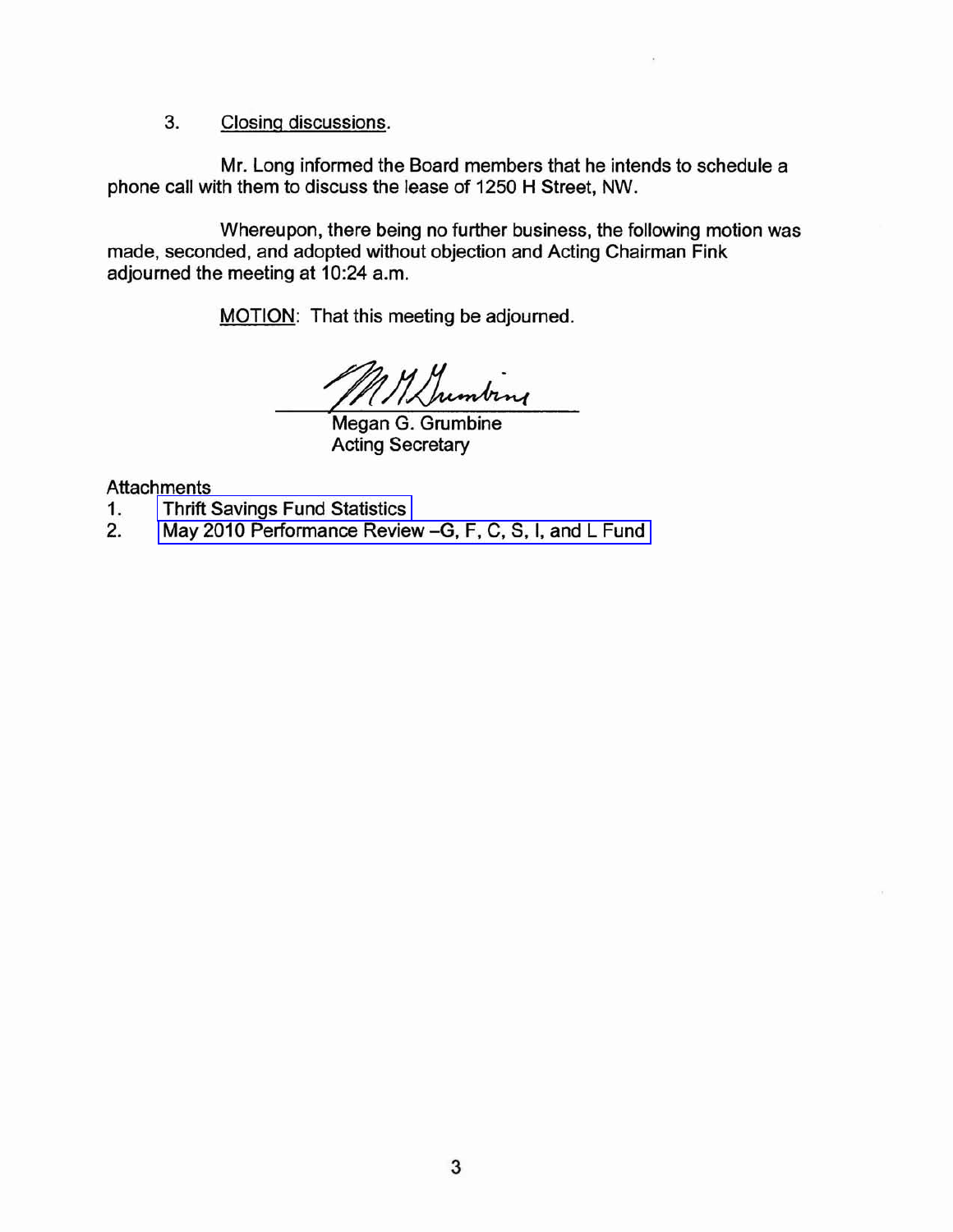3. Closing discussions.

Mr. Long informed the Board members that he intends to schedule a phone call with them to discuss the lease of 1250 H Street, NW.

Whereupon, there being no further business, the following motion was made, seconded, and adopted without objection and Acting Chairman Fink adjourned the meeting at 10:24 a.m.

MOTION: That this meeting be adjourned.

Megan G. Grumbine
Acting Secretary

Attachments
1. Thrift Savings Fund Statistics
2. May 2010 Performance Review –G, F, C, S, I, and L Fund